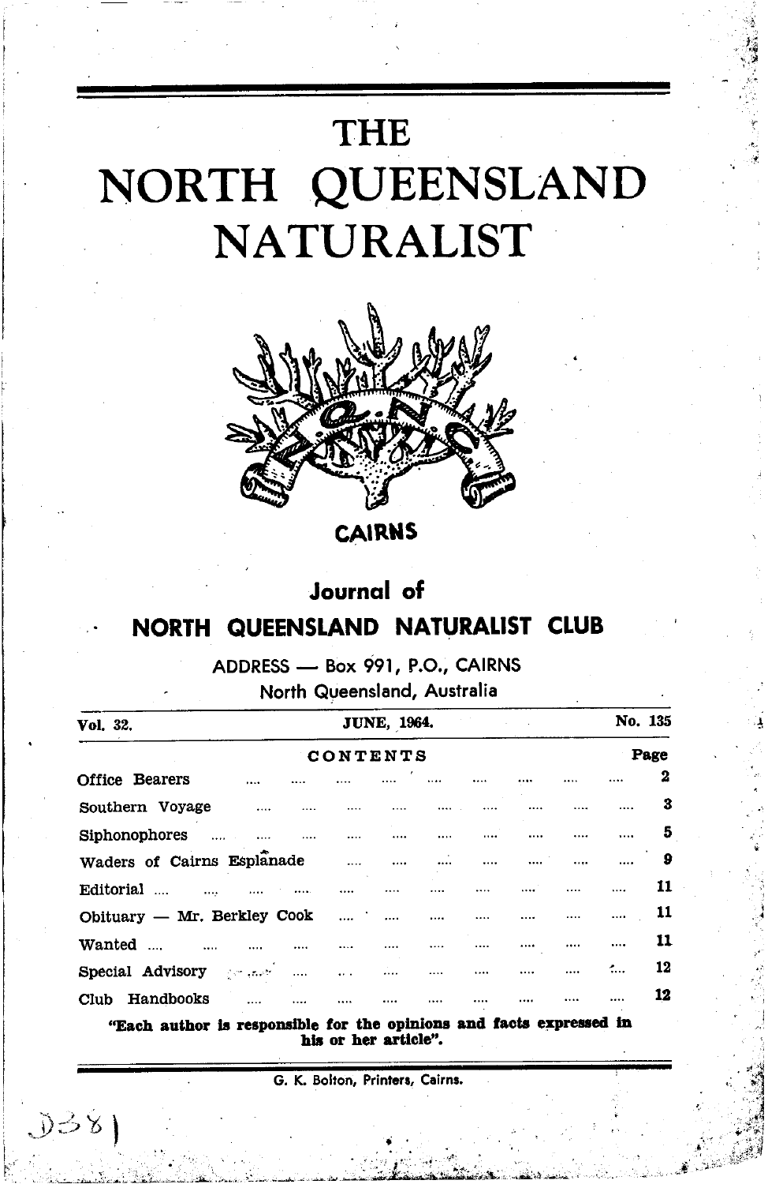# THE NORTH QUEENSLAND NATURALIST

CAIRNS

## Journal of NORTH QUEENSLAND NATURALIST CLUB

ADDRESS — Box 991, P.O., CAIRNS
North Queensland, Australia

Vol. 32. JUNE, 1964. No. 135

| CONTENTS | Page |
|---|---|
| Office Bearers | 2 |
| Southern Voyage | 3 |
| Siphonophores | 5 |
| Waders of Cairns Esplanade | 9 |
| Editorial | 11 |
| Obituary — Mr. Berkley Cook | 11 |
| Wanted | 11 |
| Special Advisory | 12 |
| Club Handbooks | 12 |

**"Each author is responsible for the opinions and facts expressed in his or her article".**

G. K. Bolton, Printers, Cairns.

D381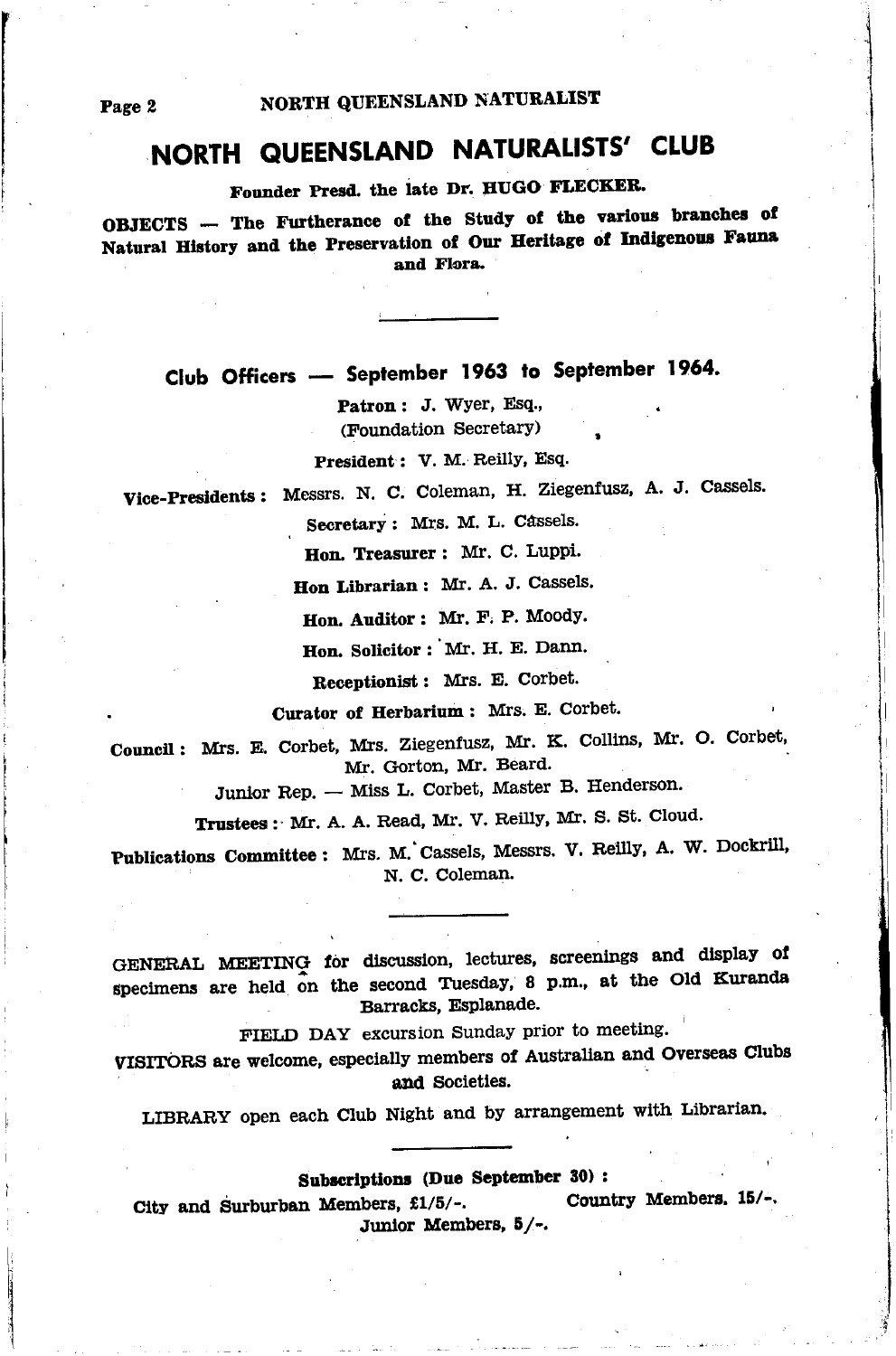# NORTH QUEENSLAND NATURALISTS' CLUB

**Founder Presd. the late Dr. HUGO FLECKER.**

**OBJECTS — The Furtherance of the Study of the various branches of Natural History and the Preservation of Our Heritage of Indigenous Fauna and Flora.**

---

## Club Officers — September 1963 to September 1964.

**Patron:** J. Wyer, Esq., (Foundation Secretary)

**President:** V. M. Reilly, Esq.

**Vice-Presidents:** Messrs. N. C. Coleman, H. Ziegenfusz, A. J. Cassels.

**Secretary:** Mrs. M. L. Cassels.

**Hon. Treasurer:** Mr. C. Luppi.

**Hon Librarian:** Mr. A. J. Cassels.

**Hon. Auditor:** Mr. F. P. Moody.

**Hon. Solicitor:** Mr. H. E. Dann.

**Receptionist:** Mrs. E. Corbet.

**Curator of Herbarium:** Mrs. E. Corbet.

**Council:** Mrs. E. Corbet, Mrs. Ziegenfusz, Mr. K. Collins, Mr. O. Corbet, Mr. Gorton, Mr. Beard.

Junior Rep. — Miss L. Corbet, Master B. Henderson.

**Trustees:** Mr. A. A. Read, Mr. V. Reilly, Mr. S. St. Cloud.

**Publications Committee:** Mrs. M. Cassels, Messrs. V. Reilly, A. W. Dockrill, N. C. Coleman.

---

GENERAL MEETING for discussion, lectures, screenings and display of specimens are held on the second Tuesday, 8 p.m., at the Old Kuranda Barracks, Esplanade.

FIELD DAY excursion Sunday prior to meeting.

VISITORS are welcome, especially members of Australian and Overseas Clubs and Societies.

LIBRARY open each Club Night and by arrangement with Librarian.

---

**Subscriptions (Due September 30):**

City and Surburban Members, £1/5/-. Country Members. 15/-.

Junior Members, 5/-.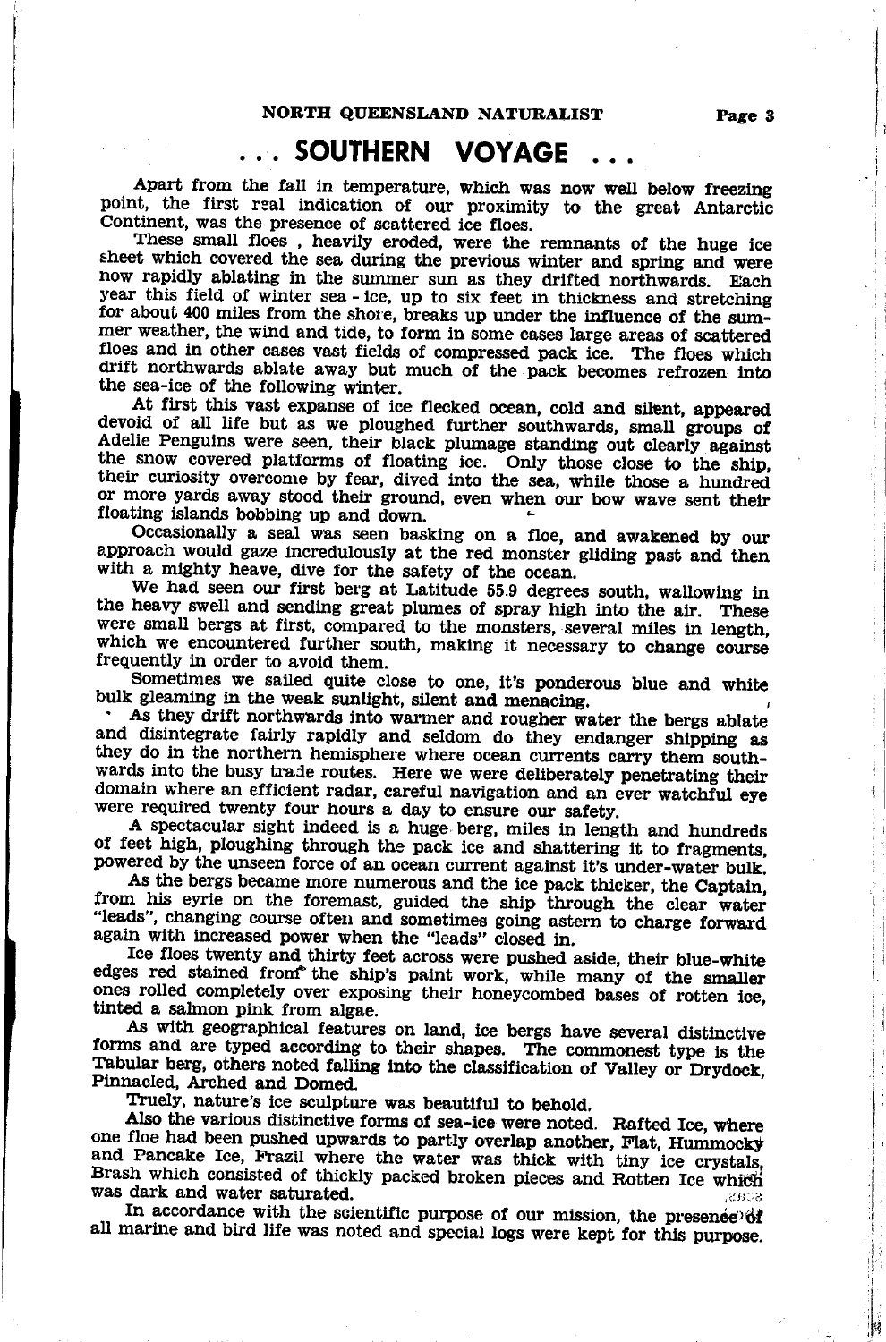# . . . SOUTHERN VOYAGE . . .

Apart from the fall in temperature, which was now well below freezing point, the first real indication of our proximity to the great Antarctic Continent, was the presence of scattered ice floes.

These small floes , heavily eroded, were the remnants of the huge ice sheet which covered the sea during the previous winter and spring and were now rapidly ablating in the summer sun as they drifted northwards. Each year this field of winter sea - ice, up to six feet in thickness and stretching for about 400 miles from the shore, breaks up under the influence of the summer weather, the wind and tide, to form in some cases large areas of scattered floes and in other cases vast fields of compressed pack ice. The floes which drift northwards ablate away but much of the pack becomes refrozen into the sea-ice of the following winter.

At first this vast expanse of ice flecked ocean, cold and silent, appeared devoid of all life but as we ploughed further southwards, small groups of Adelie Penguins were seen, their black plumage standing out clearly against the snow covered platforms of floating ice. Only those close to the ship, their curiosity overcome by fear, dived into the sea, while those a hundred or more yards away stood their ground, even when our bow wave sent their floating islands bobbing up and down.

Occasionally a seal was seen basking on a floe, and awakened by our approach would gaze incredulously at the red monster gliding past and then with a mighty heave, dive for the safety of the ocean.

We had seen our first berg at Latitude 55.9 degrees south, wallowing in the heavy swell and sending great plumes of spray high into the air. These were small bergs at first, compared to the monsters, several miles in length, which we encountered further south, making it necessary to change course frequently in order to avoid them.

Sometimes we sailed quite close to one, it's ponderous blue and white bulk gleaming in the weak sunlight, silent and menacing.

As they drift northwards into warmer and rougher water the bergs ablate and disintegrate fairly rapidly and seldom do they endanger shipping as they do in the northern hemisphere where ocean currents carry them southwards into the busy trade routes. Here we were deliberately penetrating their domain where an efficient radar, careful navigation and an ever watchful eye were required twenty four hours a day to ensure our safety.

A spectacular sight indeed is a huge berg, miles in length and hundreds of feet high, ploughing through the pack ice and shattering it to fragments, powered by the unseen force of an ocean current against it's under-water bulk.

As the bergs became more numerous and the ice pack thicker, the Captain, from his eyrie on the foremast, guided the ship through the clear water "leads", changing course often and sometimes going astern to charge forward again with increased power when the "leads" closed in.

Ice floes twenty and thirty feet across were pushed aside, their blue-white edges red stained from the ship's paint work, while many of the smaller ones rolled completely over exposing their honeycombed bases of rotten ice, tinted a salmon pink from algae.

As with geographical features on land, ice bergs have several distinctive forms and are typed according to their shapes. The commonest type is the Tabular berg, others noted falling into the classification of Valley or Drydock, Pinnacled, Arched and Domed.

Truely, nature's ice sculpture was beautiful to behold.

Also the various distinctive forms of sea-ice were noted. Rafted Ice, where one floe had been pushed upwards to partly overlap another, Flat, Hummocky and Pancake Ice, Frazil where the water was thick with tiny ice crystals, Brash which consisted of thickly packed broken pieces and Rotten Ice which was dark and water saturated.

In accordance with the scientific purpose of our mission, the presence of all marine and bird life was noted and special logs were kept for this purpose.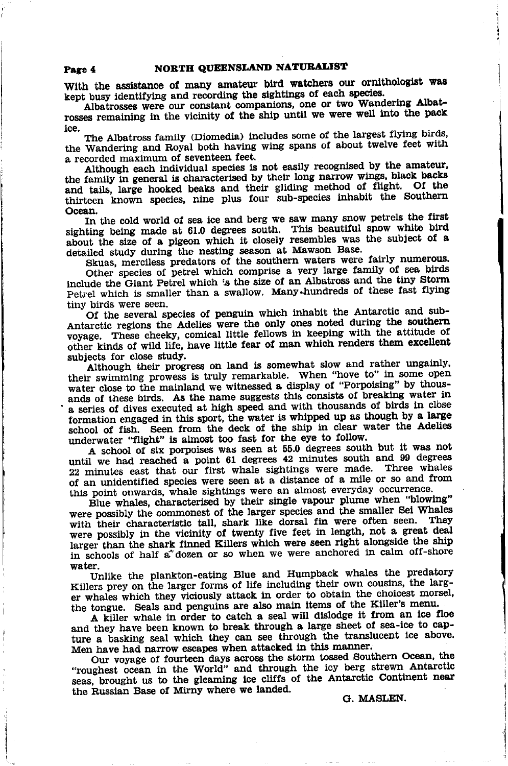With the assistance of many amateur bird watchers our ornithologist was kept busy identifying and recording the sightings of each species.

Albatrosses were our constant companions, one or two Wandering Albatrosses remaining in the vicinity of the ship until we were well into the pack ice.

The Albatross family (Diomedia) includes some of the largest flying birds, the Wandering and Royal both having wing spans of about twelve feet with a recorded maximum of seventeen feet.

Although each individual species is not easily recognised by the amateur, the family in general is characterised by their long narrow wings, black backs and tails, large hooked beaks and their gliding method of flight. Of the thirteen known species, nine plus four sub-species inhabit the Southern Ocean.

In the cold world of sea ice and berg we saw many snow petrels the first sighting being made at 61.0 degrees south. This beautiful snow white bird about the size of a pigeon which it closely resembles was the subject of a detailed study during the nesting season at Mawson Base.

Skuas, merciless predators of the southern waters were fairly numerous.

Other species of petrel which comprise a very large family of sea birds include the Giant Petrel which is the size of an Albatross and the tiny Storm Petrel which is smaller than a swallow. Many hundreds of these fast flying tiny birds were seen.

Of the several species of penguin which inhabit the Antarctic and sub-Antarctic regions the Adelies were the only ones noted during the southern voyage. These cheeky, comical little fellows in keeping with the attitude of other kinds of wild life, have little fear of man which renders them excellent subjects for close study.

Although their progress on land is somewhat slow and rather ungainly, their swimming prowess is truly remarkable. When "hove to" in some open water close to the mainland we witnessed a display of "Porpoising" by thousands of these birds. As the name suggests this consists of breaking water in a series of dives executed at high speed and with thousands of birds in close formation engaged in this sport, the water is whipped up as though by a large school of fish. Seen from the deck of the ship in clear water the Adelies underwater "flight" is almost too fast for the eye to follow.

A school of six porpoises was seen at 55.0 degrees south but it was not until we had reached a point 61 degrees 42 minutes south and 99 degrees 22 minutes east that our first whale sightings were made. Three whales of an unidentified species were seen at a distance of a mile or so and from this point onwards, whale sightings were an almost everyday occurrence.

Blue whales, characterised by their single vapour plume when "blowing" were possibly the commonest of the larger species and the smaller Sei Whales with their characteristic tall, shark like dorsal fin were often seen. They were possibly in the vicinity of twenty five feet in length, not a great deal larger than the shark finned Killers which were seen right alongside the ship in schools of half a dozen or so when we were anchored in calm off-shore water.

Unlike the plankton-eating Blue and Humpback whales the predatory Killers prey on the larger forms of life including their own cousins, the larger whales which they viciously attack in order to obtain the choicest morsel, the tongue. Seals and penguins are also main items of the Killer's menu.

A killer whale in order to catch a seal will dislodge it from an ice floe and they have been known to break through a large sheet of sea-ice to capture a basking seal which they can see through the translucent ice above. Men have had narrow escapes when attacked in this manner.

Our voyage of fourteen days across the storm tossed Southern Ocean, the "roughest ocean in the World" and through the icy berg strewn Antarctic seas, brought us to the gleaming ice cliffs of the Antarctic Continent near the Russian Base of Mirny where we landed.

G. MASLEN.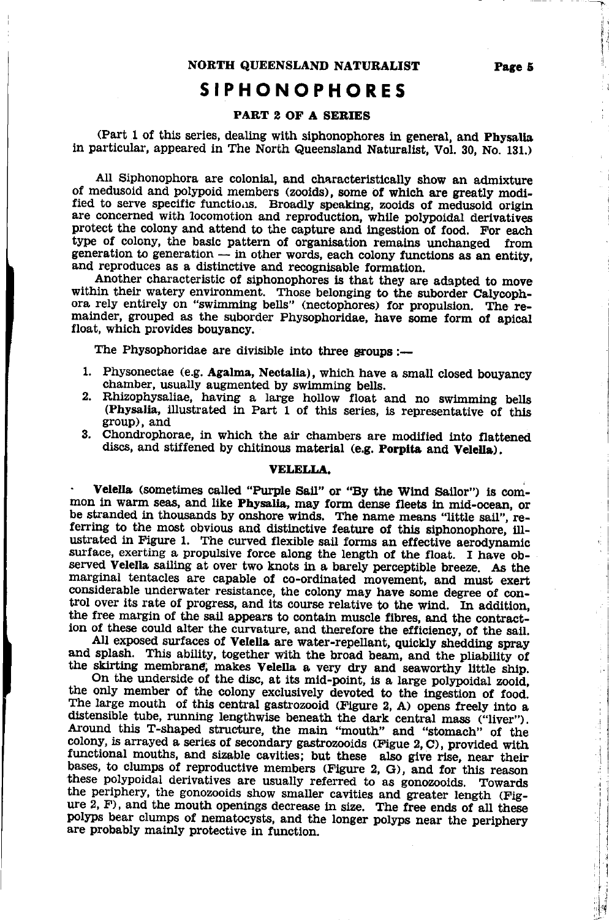# SIPHONOPHORES

### PART 2 OF A SERIES

(Part 1 of this series, dealing with siphonophores in general, and **Physalia** in particular, appeared in The North Queensland Naturalist, Vol. 30, No. 131.)

All Siphonophora are colonial, and characteristically show an admixture of medusoid and polypoid members (zooids), some of which are greatly modified to serve specific functions. Broadly speaking, zooids of medusoid origin are concerned with locomotion and reproduction, while polypoidal derivatives protect the colony and attend to the capture and ingestion of food. For each type of colony, the basic pattern of organisation remains unchanged from generation to generation — in other words, each colony functions as an entity, and reproduces as a distinctive and recognisable formation.

Another characteristic of siphonophores is that they are adapted to move within their watery environment. Those belonging to the suborder Calycophora rely entirely on "swimming bells" (nectophores) for propulsion. The remainder, grouped as the suborder Physophoridae, have some form of apical float, which provides bouyancy.

The Physophoridae are divisible into three groups :—

1. Physonectae (e.g. **Agalma, Nectalia**), which have a small closed bouyancy chamber, usually augmented by swimming bells.
2. Rhizophysaliae, having a large hollow float and no swimming bells (**Physalia**, illustrated in Part 1 of this series, is representative of this group), and
3. Chondrophorae, in which the air chambers are modified into flattened discs, and stiffened by chitinous material (e.g. **Porpita** and **Velella**).

### VELELLA.

**Velella** (sometimes called "Purple Sail" or "By the Wind Sailor") is common in warm seas, and like **Physalia**, may form dense fleets in mid-ocean, or be stranded in thousands by onshore winds. The name means "little sail", referring to the most obvious and distinctive feature of this siphonophore, illustrated in Figure 1. The curved flexible sail forms an effective aerodynamic surface, exerting a propulsive force along the length of the float. I have observed **Velella** sailing at over two knots in a barely perceptible breeze. As the marginal tentacles are capable of co-ordinated movement, and must exert considerable underwater resistance, the colony may have some degree of control over its rate of progress, and its course relative to the wind. In addition, the free margin of the sail appears to contain muscle fibres, and the contraction of these could alter the curvature, and therefore the efficiency, of the sail.

All exposed surfaces of **Velella** are water-repellant, quickly shedding spray and splash. This ability, together with the broad beam, and the pliability of the skirting membrane, makes **Velella** a very dry and seaworthy little ship.

On the underside of the disc, at its mid-point, is a large polypoidal zooid, the only member of the colony exclusively devoted to the ingestion of food. The large mouth of this central gastrozooid (Figure 2, A) opens freely into a distensible tube, running lengthwise beneath the dark central mass ("liver"). Around this T-shaped structure, the main "mouth" and "stomach" of the colony, is arrayed a series of secondary gastrozooids (Figue 2, C), provided with functional mouths, and sizable cavities; but these also give rise, near their bases, to clumps of reproductive members (Figure 2, G), and for this reason these polypoidal derivatives are usually referred to as gonozooids. Towards the periphery, the gonozooids show smaller cavities and greater length (Figure 2, F), and the mouth openings decrease in size. The free ends of all these polyps bear clumps of nematocysts, and the longer polyps near the periphery are probably mainly protective in function.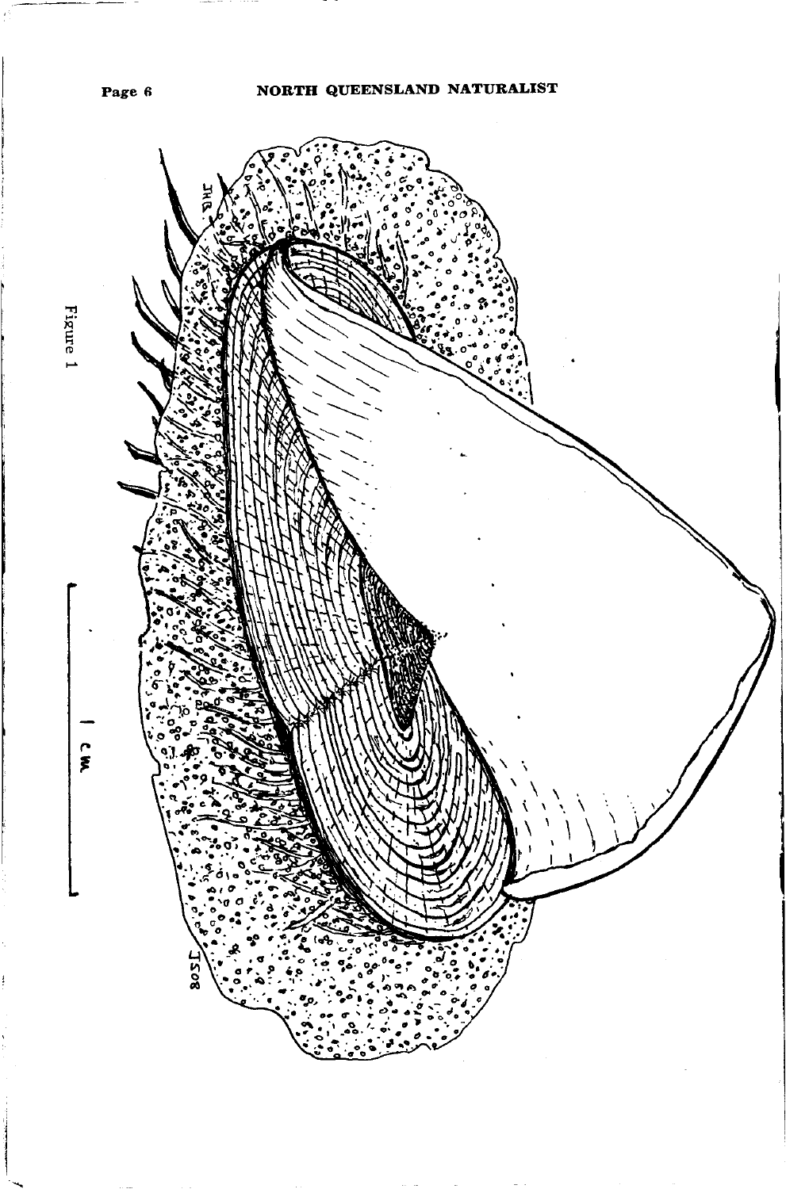Figure 1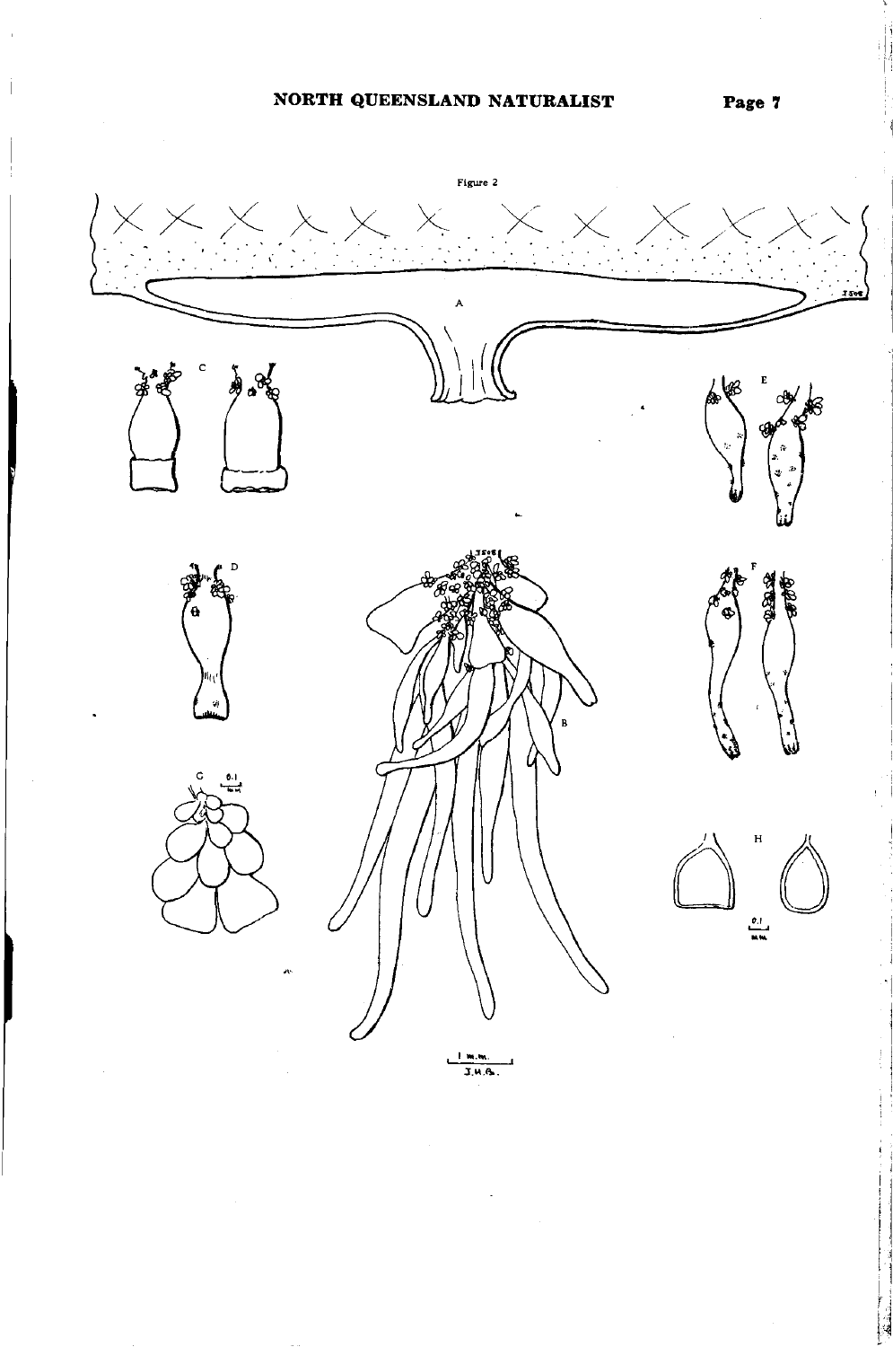Figure 2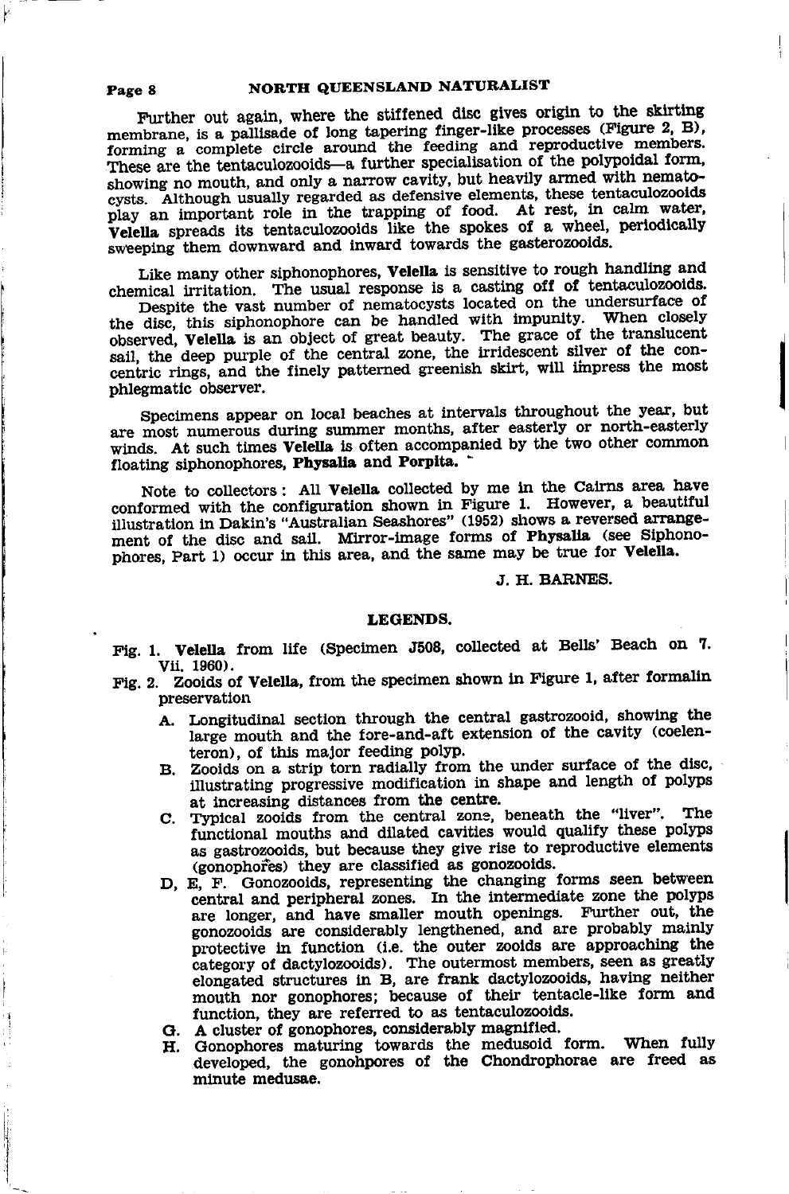Further out again, where the stiffened disc gives origin to the skirting membrane, is a pallisade of long tapering finger-like processes (Figure 2, B), forming a complete circle around the feeding and reproductive members. These are the tentaculozooids—a further specialisation of the polypoidal form, showing no mouth, and only a narrow cavity, but heavily armed with nematocysts. Although usually regarded as defensive elements, these tentaculozooids play an important role in the trapping of food. At rest, in calm water, **Velella** spreads its tentaculozooids like the spokes of a wheel, periodically sweeping them downward and inward towards the gasterozooids.

Like many other siphonophores, **Velella** is sensitive to rough handling and chemical irritation. The usual response is a casting off of tentaculozooids.

Despite the vast number of nematocysts located on the undersurface of the disc, this siphonophore can be handled with impunity. When closely observed, **Velella** is an object of great beauty. The grace of the translucent sail, the deep purple of the central zone, the irridescent silver of the concentric rings, and the finely patterned greenish skirt, will impress the most phlegmatic observer.

Specimens appear on local beaches at intervals throughout the year, but are most numerous during summer months, after easterly or north-easterly winds. At such times **Velella** is often accompanied by the two other common floating siphonophores, **Physalia and Porpita.**

Note to collectors : All **Velella** collected by me in the Cairns area have conformed with the configuration shown in Figure 1. However, a beautiful illustration in Dakin's "Australian Seashores" (1952) shows a reversed arrangement of the disc and sail. Mirror-image forms of **Physalia** (see Siphonophores, Part 1) occur in this area, and the same may be true for **Velella.**

J. H. BARNES.

## LEGENDS.

Fig. 1. **Velella** from life (Specimen J508, collected at Bells' Beach on 7. Vii. 1960).

Fig. 2. Zooids of **Velella**, from the specimen shown in Figure 1, after formalin preservation

- A. Longitudinal section through the central gastrozooid, showing the large mouth and the fore-and-aft extension of the cavity (coelenteron), of this major feeding polyp.
- B. Zooids on a strip torn radially from the under surface of the disc, illustrating progressive modification in shape and length of polyps at increasing distances from the centre.
- C. Typical zooids from the central zone, beneath the "liver". The functional mouths and dilated cavities would qualify these polyps as gastrozooids, but because they give rise to reproductive elements (gonophores) they are classified as gonozooids.
- D, E, F. Gonozooids, representing the changing forms seen between central and peripheral zones. In the intermediate zone the polyps are longer, and have smaller mouth openings. Further out, the gonozooids are considerably lengthened, and are probably mainly protective in function (i.e. the outer zooids are approaching the category of dactylozooids). The outermost members, seen as greatly elongated structures in B, are frank dactylozooids, having neither mouth nor gonophores; because of their tentacle-like form and function, they are referred to as tentaculozooids.
- G. A cluster of gonophores, considerably magnified.
- H. Gonophores maturing towards the medusoid form. When fully developed, the gonohpores of the Chondrophorae are freed as minute medusae.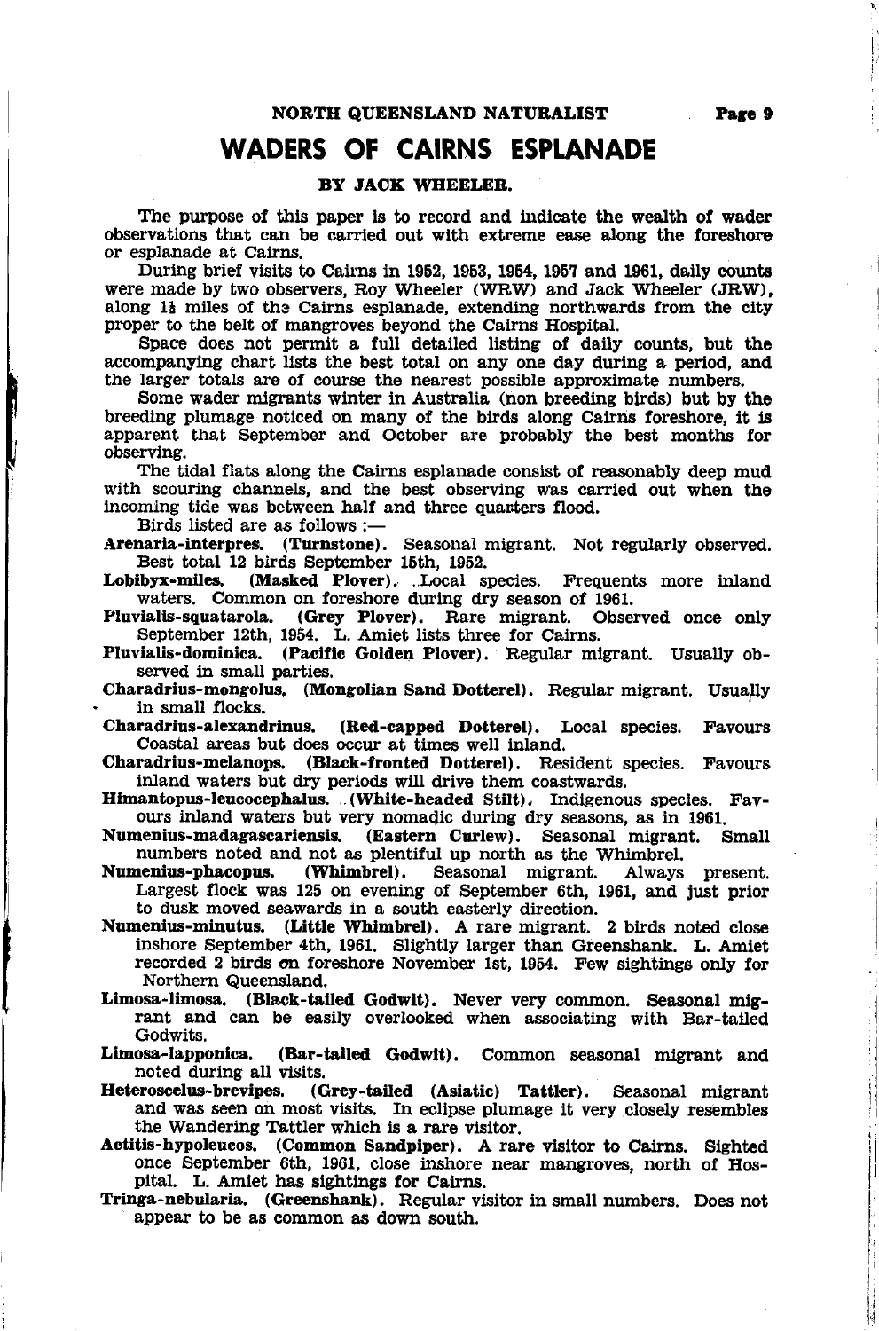# WADERS OF CAIRNS ESPLANADE

**BY JACK WHEELER.**

The purpose of this paper is to record and indicate the wealth of wader observations that can be carried out with extreme ease along the foreshore or esplanade at Cairns.

During brief visits to Cairns in 1952, 1953, 1954, 1957 and 1961, daily counts were made by two observers, Roy Wheeler (WRW) and Jack Wheeler (JRW), along 1½ miles of the Cairns esplanade, extending northwards from the city proper to the belt of mangroves beyond the Cairns Hospital.

Space does not permit a full detailed listing of daily counts, but the accompanying chart lists the best total on any one day during a period, and the larger totals are of course the nearest possible approximate numbers.

Some wader migrants winter in Australia (non breeding birds) but by the breeding plumage noticed on many of the birds along Cairns foreshore, it is apparent that September and October are probably the best months for observing.

The tidal flats along the Cairns esplanade consist of reasonably deep mud with scouring channels, and the best observing was carried out when the incoming tide was between half and three quarters flood.

Birds listed are as follows :—

**Arenaria-interpres. (Turnstone).** Seasonal migrant. Not regularly observed. Best total 12 birds September 15th, 1952.

**Lobibyx-miles. (Masked Plover).** Local species. Frequents more inland waters. Common on foreshore during dry season of 1961.

**Pluvialis-squatarola. (Grey Plover).** Rare migrant. Observed once only September 12th, 1954. L. Amiet lists three for Cairns.

**Pluvialis-dominica. (Pacific Golden Plover).** Regular migrant. Usually observed in small parties.

**Charadrius-mongolus. (Mongolian Sand Dotterel).** Regular migrant. Usually in small flocks.

**Charadrius-alexandrinus. (Red-capped Dotterel).** Local species. Favours Coastal areas but does occur at times well inland.

**Charadrius-melanops. (Black-fronted Dotterel).** Resident species. Favours inland waters but dry periods will drive them coastwards.

**Himantopus-leucocephalus. (White-headed Stilt).** Indigenous species. Favours inland waters but very nomadic during dry seasons, as in 1961.

**Numenius-madagascariensis. (Eastern Curlew).** Seasonal migrant. Small numbers noted and not as plentiful up north as the Whimbrel.

**Numenius-phaeopus. (Whimbrel).** Seasonal migrant. Always present. Largest flock was 125 on evening of September 6th, 1961, and just prior to dusk moved seawards in a south easterly direction.

**Numenius-minutus. (Little Whimbrel).** A rare migrant. 2 birds noted close inshore September 4th, 1961. Slightly larger than Greenshank. L. Amiet recorded 2 birds on foreshore November 1st, 1954. Few sightings only for Northern Queensland.

**Limosa-limosa. (Black-tailed Godwit).** Never very common. Seasonal migrant and can be easily overlooked when associating with Bar-tailed Godwits.

**Limosa-lapponica. (Bar-tailed Godwit).** Common seasonal migrant and noted during all visits.

**Heteroscelus-brevipes. (Grey-tailed (Asiatic) Tattler).** Seasonal migrant and was seen on most visits. In eclipse plumage it very closely resembles the Wandering Tattler which is a rare visitor.

**Actitis-hypoleucos. (Common Sandpiper).** A rare visitor to Cairns. Sighted once September 6th, 1961, close inshore near mangroves, north of Hospital. L. Amiet has sightings for Cairns.

**Tringa-nebularia. (Greenshank).** Regular visitor in small numbers. Does not appear to be as common as down south.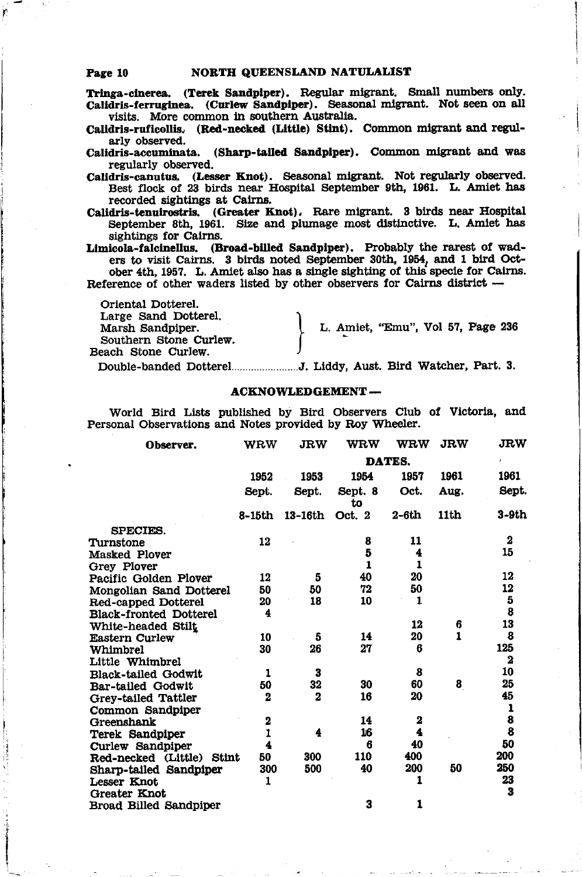**Tringa-cinerea. (Terek Sandpiper).** Regular migrant. Small numbers only.

**Calidris-ferruginea. (Curlew Sandpiper).** Seasonal migrant. Not seen on all visits. More common in southern Australia.

**Calidris-ruficollis. (Red-necked (Little) Stint).** Common migrant and regularly observed.

**Calidris-accuminata. (Sharp-tailed Sandpiper).** Common migrant and was regularly observed.

**Calidris-canutus. (Lesser Knot).** Seasonal migrant. Not regularly observed. Best flock of 23 birds near Hospital September 9th, 1961. L. Amiet has recorded sightings at Cairns.

**Calidris-tenuirostris. (Greater Knot).** Rare migrant. 3 birds near Hospital September 8th, 1961. Size and plumage most distinctive. L. Amiet has sightings for Cairns.

**Limicola-falcinellus. (Broad-billed Sandpiper).** Probably the rarest of waders to visit Cairns. 3 birds noted September 30th, 1954, and 1 bird October 4th, 1957. L. Amiet also has a single sighting of this specie for Cairns.

Reference of other waders listed by other observers for Cairns district —

- Oriental Dotterel.
- Large Sand Dotterel.
- Marsh Sandpiper.
- Southern Stone Curlew.
- Beach Stone Curlew.

} L. Amiet, "Emu", Vol 57, Page 236

Double-banded Dotterel........................J. Liddy, Aust. Bird Watcher, Part. 3.

## ACKNOWLEDGEMENT —

World Bird Lists published by Bird Observers Club of Victoria, and Personal Observations and Notes provided by Roy Wheeler.

| Observer. | WRW | JRW | WRW | WRW | JRW | JRW |
|---|---|---|---|---|---|---|
| | DATES. | | | | | |
| | 1952 | 1953 | 1954 | 1957 | 1961 | 1961 |
| | Sept. | Sept. | Sept. 8 to | Oct. | Aug. | Sept. |
| | 8-15th | 13-16th | Oct. 2 | 2-6th | 11th | 3-9th |
| SPECIES. | | | | | | |
| Turnstone | 12 | | 8 | 11 | | 2 |
| Masked Plover | | | 5 | 4 | | 15 |
| Grey Plover | | | 1 | 1 | | |
| Pacific Golden Plover | 12 | 5 | 40 | 20 | | 12 |
| Mongolian Sand Dotterel | 50 | 50 | 72 | 50 | | 12 |
| Red-capped Dotterel | 20 | 18 | 10 | 1 | | 5 |
| Black-fronted Dotterel | 4 | | | | | 8 |
| White-headed Stilt | | | | 12 | 6 | 13 |
| Eastern Curlew | 10 | 5 | 14 | 20 | 1 | 8 |
| Whimbrel | 30 | 26 | 27 | 6 | | 125 |
| Little Whimbrel | | | | | | 2 |
| Black-tailed Godwit | 1 | 3 | | 8 | | 10 |
| Bar-tailed Godwit | 50 | 32 | 30 | 60 | 8 | 25 |
| Grey-tailed Tattler | 2 | 2 | 16 | 20 | | 45 |
| Common Sandpiper | | | | | | 1 |
| Greenshank | 2 | | 14 | 2 | | 8 |
| Terek Sandpiper | 1 | 4 | 16 | 4 | | 8 |
| Curlew Sandpiper | 4 | | 6 | 40 | | 50 |
| Red-necked (Little) Stint | 50 | 300 | 110 | 400 | | 200 |
| Sharp-tailed Sandpiper | 300 | 500 | 40 | 200 | 50 | 250 |
| Lesser Knot | 1 | | | 1 | | 23 |
| Greater Knot | | | | | | 3 |
| Broad Billed Sandpiper | | | 3 | 1 | | |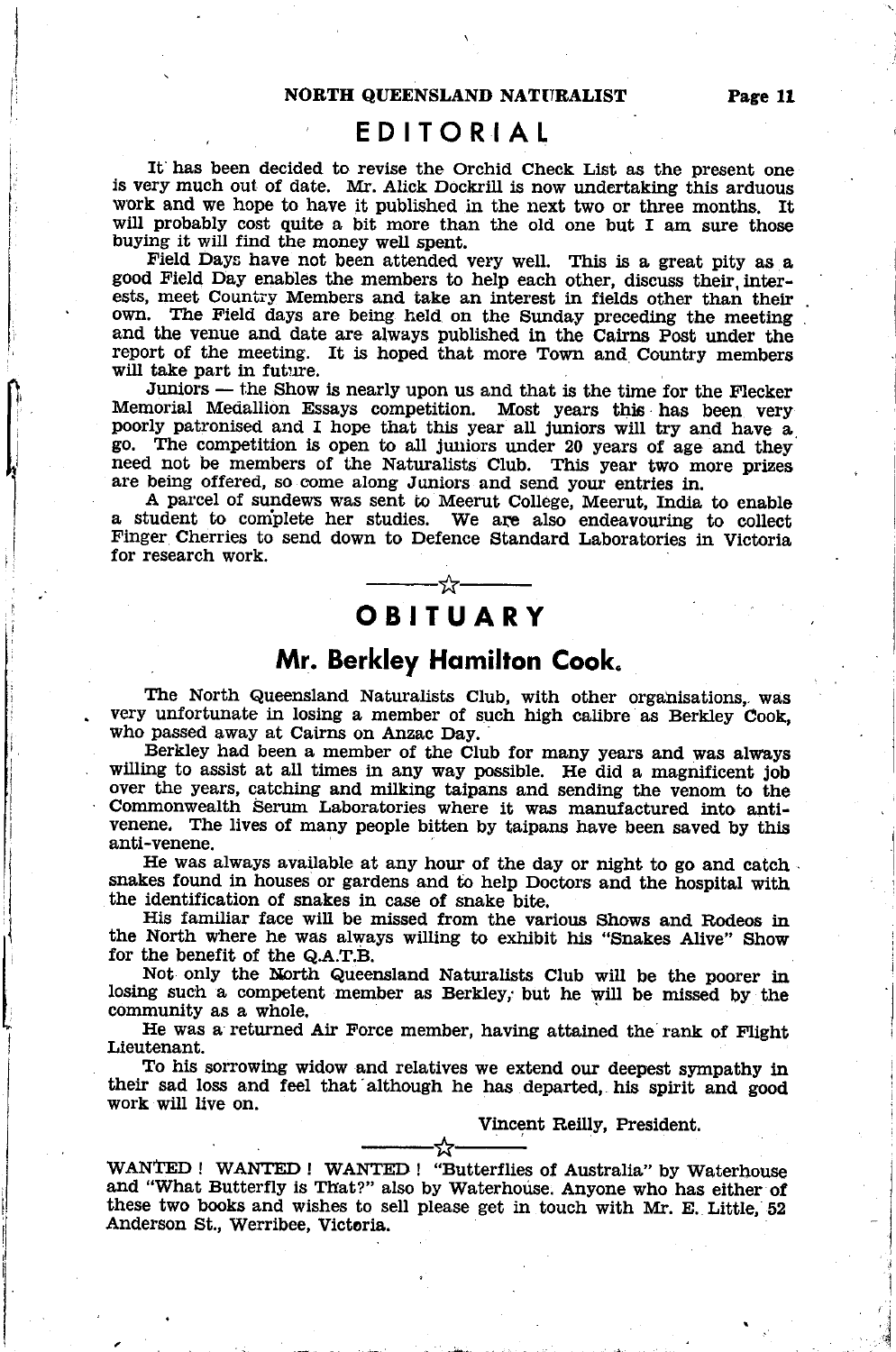# EDITORIAL

It has been decided to revise the Orchid Check List as the present one is very much out of date. Mr. Alick Dockrill is now undertaking this arduous work and we hope to have it published in the next two or three months. It will probably cost quite a bit more than the old one but I am sure those buying it will find the money well spent.

Field Days have not been attended very well. This is a great pity as a good Field Day enables the members to help each other, discuss their interests, meet Country Members and take an interest in fields other than their own. The Field days are being held on the Sunday preceding the meeting and the venue and date are always published in the Cairns Post under the report of the meeting. It is hoped that more Town and Country members will take part in future.

Juniors — the Show is nearly upon us and that is the time for the Flecker Memorial Medallion Essays competition. Most years this has been very poorly patronised and I hope that this year all juniors will try and have a go. The competition is open to all juniors under 20 years of age and they need not be members of the Naturalists Club. This year two more prizes are being offered, so come along Juniors and send your entries in.

A parcel of sundews was sent to Meerut College, Meerut, India to enable a student to complete her studies. We are also endeavouring to collect Finger Cherries to send down to Defence Standard Laboratories in Victoria for research work.

☆

# OBITUARY

## Mr. Berkley Hamilton Cook.

The North Queensland Naturalists Club, with other organisations, was very unfortunate in losing a member of such high calibre as Berkley Cook, who passed away at Cairns on Anzac Day.

Berkley had been a member of the Club for many years and was always willing to assist at all times in any way possible. He did a magnificent job over the years, catching and milking taipans and sending the venom to the Commonwealth Serum Laboratories where it was manufactured into anti-venene. The lives of many people bitten by taipans have been saved by this anti-venene.

He was always available at any hour of the day or night to go and catch snakes found in houses or gardens and to help Doctors and the hospital with the identification of snakes in case of snake bite.

His familiar face will be missed from the various Shows and Rodeos in the North where he was always willing to exhibit his "Snakes Alive" Show for the benefit of the Q.A.T.B.

Not only the North Queensland Naturalists Club will be the poorer in losing such a competent member as Berkley, but he will be missed by the community as a whole.

He was a returned Air Force member, having attained the rank of Flight Lieutenant.

To his sorrowing widow and relatives we extend our deepest sympathy in their sad loss and feel that although he has departed, his spirit and good work will live on.

Vincent Reilly, President.

☆

WANTED ! WANTED ! WANTED ! "Butterflies of Australia" by Waterhouse and "What Butterfly is That?" also by Waterhouse. Anyone who has either of these two books and wishes to sell please get in touch with Mr. E. Little, 52 Anderson St., Werribee, Victoria.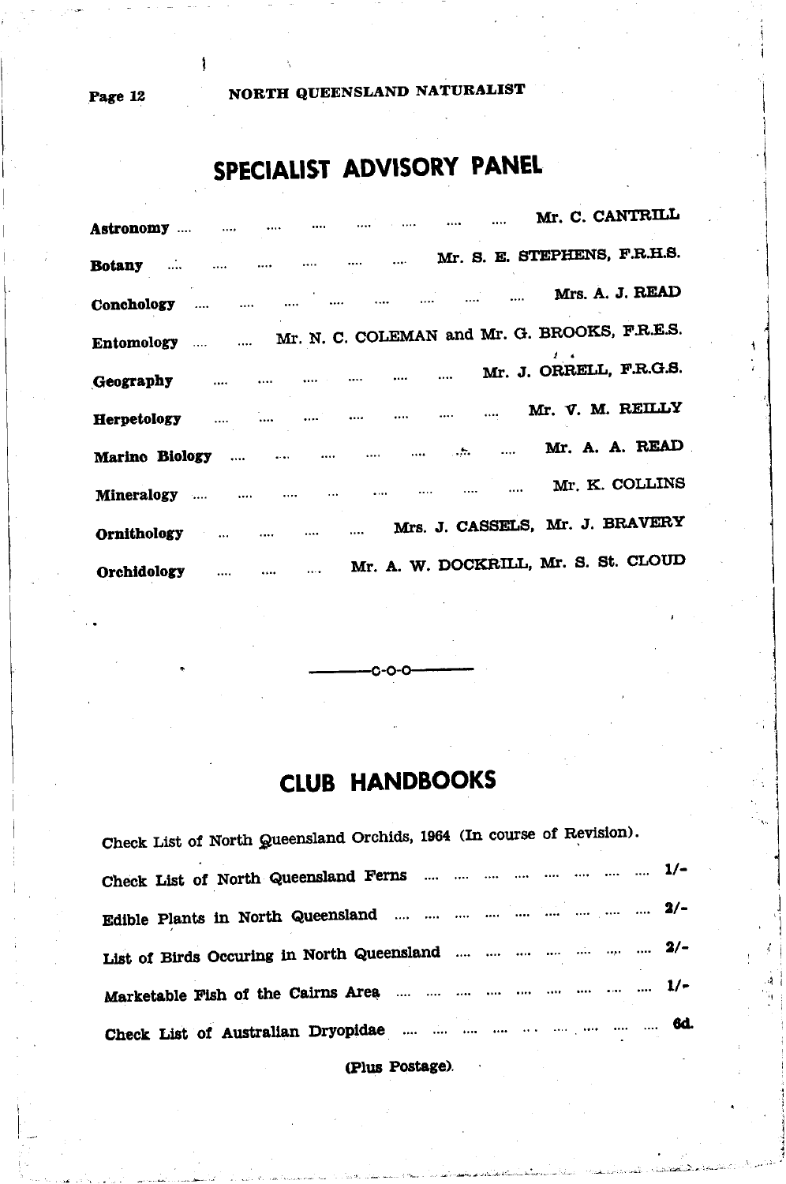## SPECIALIST ADVISORY PANEL

| | |
|---|---|
| **Astronomy** | Mr. C. CANTRILL |
| **Botany** | Mr. S. E. STEPHENS, F.R.H.S. |
| **Conchology** | Mrs. A. J. READ |
| **Entomology** | Mr. N. C. COLEMAN and Mr. G. BROOKS, F.R.E.S. |
| **Geography** | Mr. J. ORRELL, F.R.G.S. |
| **Herpetology** | Mr. V. M. REILLY |
| **Marine Biology** | Mr. A. A. READ |
| **Mineralogy** | Mr. K. COLLINS |
| **Ornithology** | Mrs. J. CASSELS, Mr. J. BRAVERY |
| **Orchidology** | Mr. A. W. DOCKRILL, Mr. S. St. CLOUD |

---

## CLUB HANDBOOKS

Check List of North Queensland Orchids, 1964 (In course of Revision).

| | |
|---|---|
| Check List of North Queensland Ferns | 1/- |
| Edible Plants in North Queensland | 2/- |
| List of Birds Occuring in North Queensland | 2/- |
| Marketable Fish of the Cairns Area | 1/- |
| Check List of Australian Dryopidae | 6d. |

**(Plus Postage).**